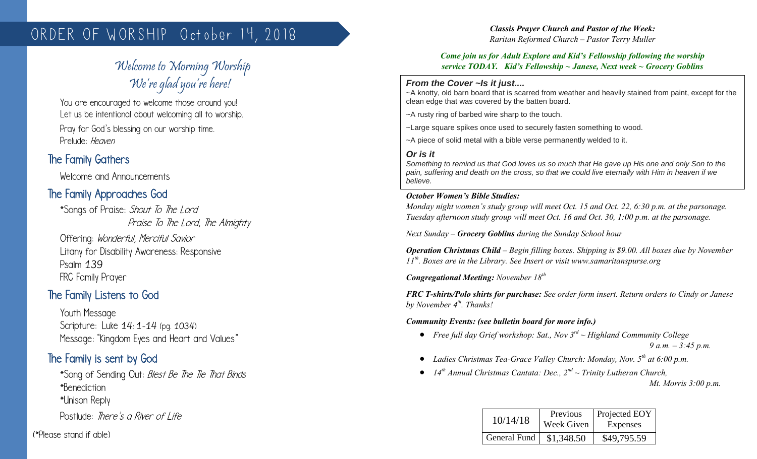# ORDER OF WORSHIP October 14, 2018

## *Welcome to Morning Worship*
## *We're glad you're here!*

You are encouraged to welcome those around you!
Let us be intentional about welcoming all to worship.

Pray for God's blessing on our worship time.
Prelude: *Heaven*

## The Family Gathers

Welcome and Announcements

## The Family Approaches God

*Songs of Praise: *Shout To The Lord*
*Praise To The Lord, The Almighty*

Offering: *Wonderful, Merciful Savior*
Litany for Disability Awareness: Responsive
Psalm 139
FRC Family Prayer

## The Family Listens to God

Youth Message
Scripture: Luke 14: 1-14 (pg. 1034)
Message: "Kingdom Eyes and Heart and Values"

## The Family is sent by God

*Song of Sending Out: *Blest Be The Tie That Binds*
*Benediction
*Unison Reply
Postlude: *There's a River of Life*

(*Please stand if able)

***Classis Prayer Church and Pastor of the Week:***
*Raritan Reformed Church – Pastor Terry Muller*

***Come join us for Adult Explore and Kid's Fellowship following the worship service TODAY. Kid's Fellowship ~ Janese, Next week ~ Grocery Goblins***

***From the Cover ~Is it just....***
~A knotty, old barn board that is scarred from weather and heavily stained from paint, except for the clean edge that was covered by the batten board.

~A rusty ring of barbed wire sharp to the touch.

~Large square spikes once used to securely fasten something to wood.

~A piece of solid metal with a bible verse permanently welded to it.

***Or is it***
*Something to remind us that God loves us so much that He gave up His one and only Son to the pain, suffering and death on the cross, so that we could live eternally with Him in heaven if we believe.*

***October Women's Bible Studies:***
*Monday night women's study group will meet Oct. 15 and Oct. 22, 6:30 p.m. at the parsonage.*
*Tuesday afternoon study group will meet Oct. 16 and Oct. 30, 1:00 p.m. at the parsonage.*

*Next Sunday – **Grocery Goblins** during the Sunday School hour*

***Operation Christmas Child** – Begin filling boxes. Shipping is $9.00. All boxes due by November 11th. Boxes are in the Library. See Insert or visit www.samaritanspurse.org*

***Congregational Meeting:** November 18th*

***FRC T-shirts/Polo shirts for purchase:** See order form insert. Return orders to Cindy or Janese by November 4th. Thanks!*

***Community Events: (see bulletin board for more info.)***

- *Free full day Grief workshop: Sat., Nov 3rd ~ Highland Community College 9 a.m. – 3:45 p.m.*
- *Ladies Christmas Tea-Grace Valley Church: Monday, Nov. 5th at 6:00 p.m.*
- *14th Annual Christmas Cantata: Dec., 2nd ~ Trinity Lutheran Church, Mt. Morris 3:00 p.m.*

| 10/14/18 | Previous Week Given | Projected EOY Expenses |
|---|---|---|
| General Fund | $1,348.50 | $49,795.59 |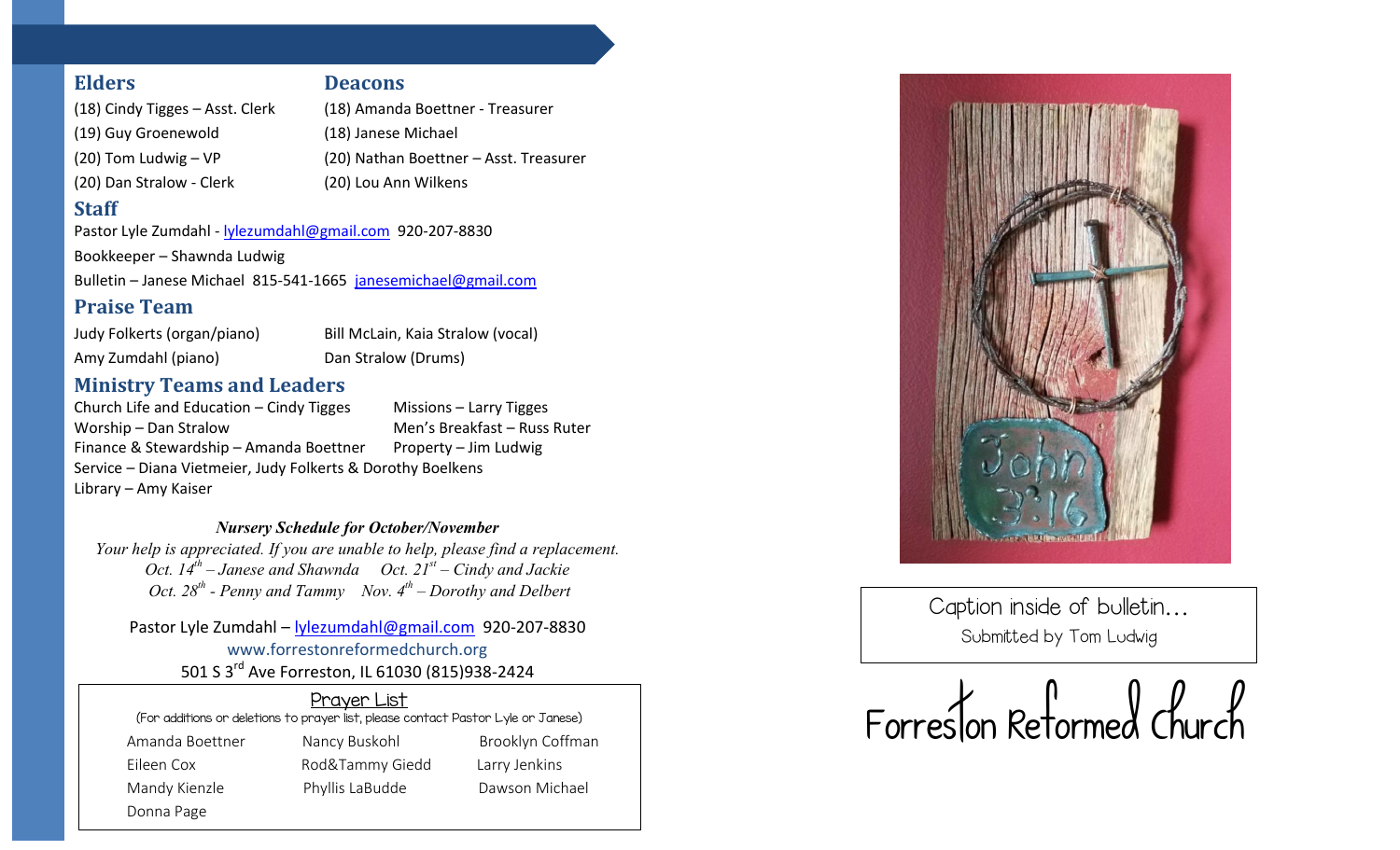## Elders

(18) Cindy Tigges – Asst. Clerk
(19) Guy Groenewold
(20) Tom Ludwig – VP
(20) Dan Stralow - Clerk

## Deacons

(18) Amanda Boettner - Treasurer
(18) Janese Michael
(20) Nathan Boettner – Asst. Treasurer
(20) Lou Ann Wilkens

## Staff

Pastor Lyle Zumdahl - lylezumdahl@gmail.com 920-207-8830
Bookkeeper – Shawnda Ludwig
Bulletin – Janese Michael 815-541-1665 janesemichael@gmail.com

## Praise Team

Judy Folkerts (organ/piano)
Amy Zumdahl (piano)
Bill McLain, Kaia Stralow (vocal)
Dan Stralow (Drums)

## Ministry Teams and Leaders

Church Life and Education – Cindy Tigges
Worship – Dan Stralow
Finance & Stewardship – Amanda Boettner
Missions – Larry Tigges
Men's Breakfast – Russ Ruter
Property – Jim Ludwig
Service – Diana Vietmeier, Judy Folkerts & Dorothy Boelkens
Library – Amy Kaiser

***Nursery Schedule for October/November***

*Your help is appreciated. If you are unable to help, please find a replacement.*
*Oct. 14th – Janese and Shawnda Oct. 21st – Cindy and Jackie*
*Oct. 28th - Penny and Tammy Nov. 4th – Dorothy and Delbert*

Pastor Lyle Zumdahl – lylezumdahl@gmail.com 920-207-8830
www.forrestonreformedchurch.org
501 S 3rd Ave Forreston, IL 61030 (815)938-2424

**Prayer List**

(For additions or deletions to prayer list, please contact Pastor Lyle or Janese)

| | | |
|---|---|---|
| Amanda Boettner | Nancy Buskohl | Brooklyn Coffman |
| Eileen Cox | Rod&Tammy Giedd | Larry Jenkins |
| Mandy Kienzle | Phyllis LaBudde | Dawson Michael |
| Donna Page | | |

Caption inside of bulletin…
Submitted by Tom Ludwig

# Forreston Reformed Church